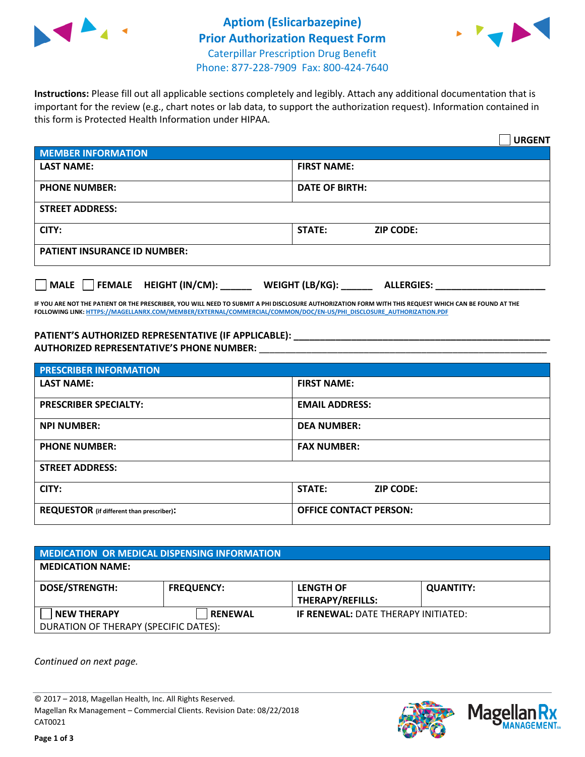# Aptiom (Eslicarbazepine) Prior Authorization Request Form

Caterpillar Prescription Drug Benefit
Phone: 877-228-7909 Fax: 800-424-7640

**Instructions:** Please fill out all applicable sections completely and legibly. Attach any additional documentation that is important for the review (e.g., chart notes or lab data, to support the authorization request). Information contained in this form is Protected Health Information under HIPAA.

☐ **URGENT**

| **MEMBER INFORMATION** | |
|---|---|
| **LAST NAME:** | **FIRST NAME:** |
| **PHONE NUMBER:** | **DATE OF BIRTH:** |
| **STREET ADDRESS:** | |
| **CITY:** | **STATE:** **ZIP CODE:** |
| **PATIENT INSURANCE ID NUMBER:** | |

☐ **MALE** ☐ **FEMALE** **HEIGHT (IN/CM):** ______ **WEIGHT (LB/KG):** ______ **ALLERGIES:** ____________________

**IF YOU ARE NOT THE PATIENT OR THE PRESCRIBER, YOU WILL NEED TO SUBMIT A PHI DISCLOSURE AUTHORIZATION FORM WITH THIS REQUEST WHICH CAN BE FOUND AT THE FOLLOWING LINK: HTTPS://MAGELLANRX.COM/MEMBER/EXTERNAL/COMMERCIAL/COMMON/DOC/EN-US/PHI_DISCLOSURE_AUTHORIZATION.PDF**

**PATIENT'S AUTHORIZED REPRESENTATIVE (IF APPLICABLE):** ____________________________________________
**AUTHORIZED REPRESENTATIVE'S PHONE NUMBER:** ____________________________________________

| **PRESCRIBER INFORMATION** | |
|---|---|
| **LAST NAME:** | **FIRST NAME:** |
| **PRESCRIBER SPECIALTY:** | **EMAIL ADDRESS:** |
| **NPI NUMBER:** | **DEA NUMBER:** |
| **PHONE NUMBER:** | **FAX NUMBER:** |
| **STREET ADDRESS:** | |
| **CITY:** | **STATE:** **ZIP CODE:** |
| **REQUESTOR** (if different than prescriber)**:** | **OFFICE CONTACT PERSON:** |

| **MEDICATION OR MEDICAL DISPENSING INFORMATION** | | | |
|---|---|---|---|
| **MEDICATION NAME:** | | | |
| **DOSE/STRENGTH:** | **FREQUENCY:** | **LENGTH OF THERAPY/REFILLS:** | **QUANTITY:** |
| ☐ **NEW THERAPY** | ☐ **RENEWAL** | **IF RENEWAL:** DATE THERAPY INITIATED: | |
| DURATION OF THERAPY (SPECIFIC DATES): | | | |

*Continued on next page.*

© 2017 – 2018, Magellan Health, Inc. All Rights Reserved.
Magellan Rx Management – Commercial Clients. Revision Date: 08/22/2018
CAT0021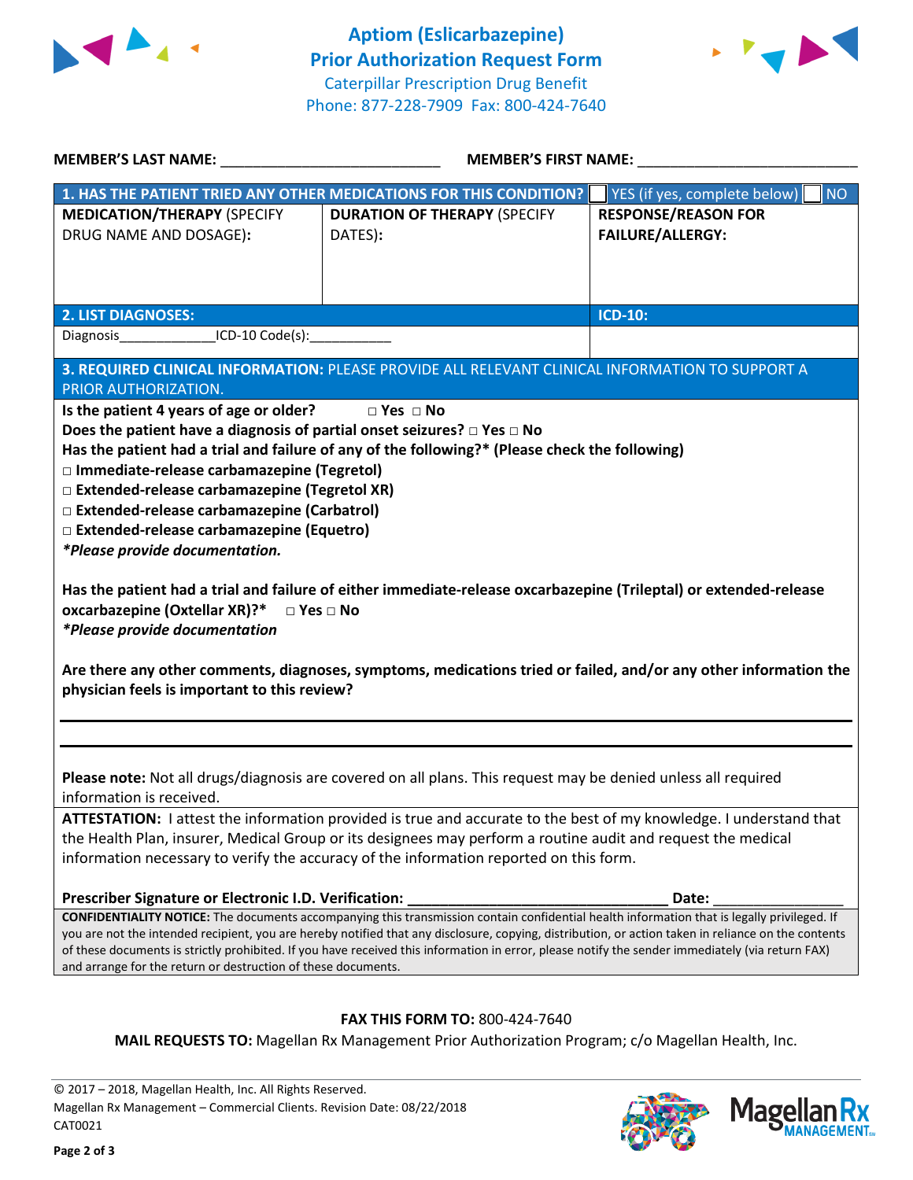# Aptiom (Eslicarbazepine)
## Prior Authorization Request Form

Caterpillar Prescription Drug Benefit
Phone: 877-228-7909 Fax: 800-424-7640

**MEMBER'S LAST NAME:** ____________________________ **MEMBER'S FIRST NAME:** ____________________________

| **1. HAS THE PATIENT TRIED ANY OTHER MEDICATIONS FOR THIS CONDITION?** | | ☐ YES (if yes, complete below) ☐ NO |
|---|---|---|
| **MEDICATION/THERAPY** (SPECIFY DRUG NAME AND DOSAGE): | **DURATION OF THERAPY** (SPECIFY DATES): | **RESPONSE/REASON FOR FAILURE/ALLERGY:** |
| | | |

| **2. LIST DIAGNOSES:** | **ICD-10:** |
|---|---|
| Diagnosis_____________ICD-10 Code(s):___________ | |

**3. REQUIRED CLINICAL INFORMATION:** PLEASE PROVIDE ALL RELEVANT CLINICAL INFORMATION TO SUPPORT A PRIOR AUTHORIZATION.

**Is the patient 4 years of age or older?** □ Yes □ No

**Does the patient have a diagnosis of partial onset seizures?** □ Yes □ No

**Has the patient had a trial and failure of any of the following?* (Please check the following)**

- □ **Immediate-release carbamazepine (Tegretol)**
- □ **Extended-release carbamazepine (Tegretol XR)**
- □ **Extended-release carbamazepine (Carbatrol)**
- □ **Extended-release carbamazepine (Equetro)**

***Please provide documentation.***

**Has the patient had a trial and failure of either immediate-release oxcarbazepine (Trileptal) or extended-release oxcarbazepine (Oxtellar XR)?*** □ Yes □ No

***Please provide documentation***

**Are there any other comments, diagnoses, symptoms, medications tried or failed, and/or any other information the physician feels is important to this review?**

______________________________________________________________________________

______________________________________________________________________________

**Please note:** Not all drugs/diagnosis are covered on all plans. This request may be denied unless all required information is received.

**ATTESTATION:** I attest the information provided is true and accurate to the best of my knowledge. I understand that the Health Plan, insurer, Medical Group or its designees may perform a routine audit and request the medical information necessary to verify the accuracy of the information reported on this form.

**Prescriber Signature or Electronic I.D. Verification:** ________________________________ **Date:** ________________

**CONFIDENTIALITY NOTICE:** The documents accompanying this transmission contain confidential health information that is legally privileged. If you are not the intended recipient, you are hereby notified that any disclosure, copying, distribution, or action taken in reliance on the contents of these documents is strictly prohibited. If you have received this information in error, please notify the sender immediately (via return FAX) and arrange for the return or destruction of these documents.

**FAX THIS FORM TO:** 800-424-7640

**MAIL REQUESTS TO:** Magellan Rx Management Prior Authorization Program; c/o Magellan Health, Inc.

© 2017 – 2018, Magellan Health, Inc. All Rights Reserved.
Magellan Rx Management – Commercial Clients. Revision Date: 08/22/2018
CAT0021